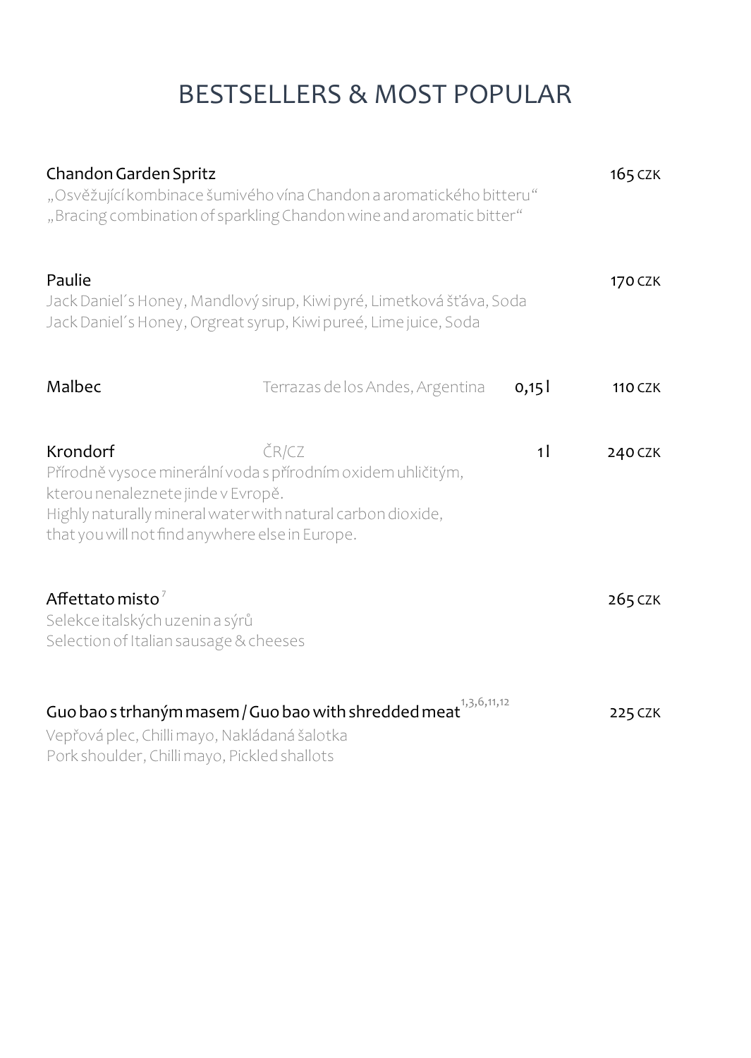# BESTSELLERS & MOST POPULAR

**Chandon Garden Spritz** 165 CZK

„Osvěžující kombinace šumivého vína Chandon a aromatického bitteru"
„Bracing combination of sparkling Chandon wine and aromatic bitter"

**Paulie** 170 CZK

Jack Daniel´s Honey, Mandlový sirup, Kiwi pyré, Limetková šťáva, Soda
Jack Daniel´s Honey, Orgreat syrup, Kiwi pureé, Lime juice, Soda

**Malbec** Terrazas de los Andes, Argentina 0,15 l 110 CZK

**Krondorf** ČR/CZ 1 l 240 CZK

Přírodně vysoce minerální voda s přírodním oxidem uhličitým, kterou nenaleznete jinde v Evropě.
Highly naturally mineral water with natural carbon dioxide, that you will not find anywhere else in Europe.

**Affettato misto** [7] 265 CZK

Selekce italských uzenin a sýrů
Selection of Italian sausage & cheeses

**Guo bao s trhaným masem / Guo bao with shredded meat** [1,3,6,11,12] 225 CZK

Vepřová plec, Chilli mayo, Nakládaná šalotka
Pork shoulder, Chilli mayo, Pickled shallots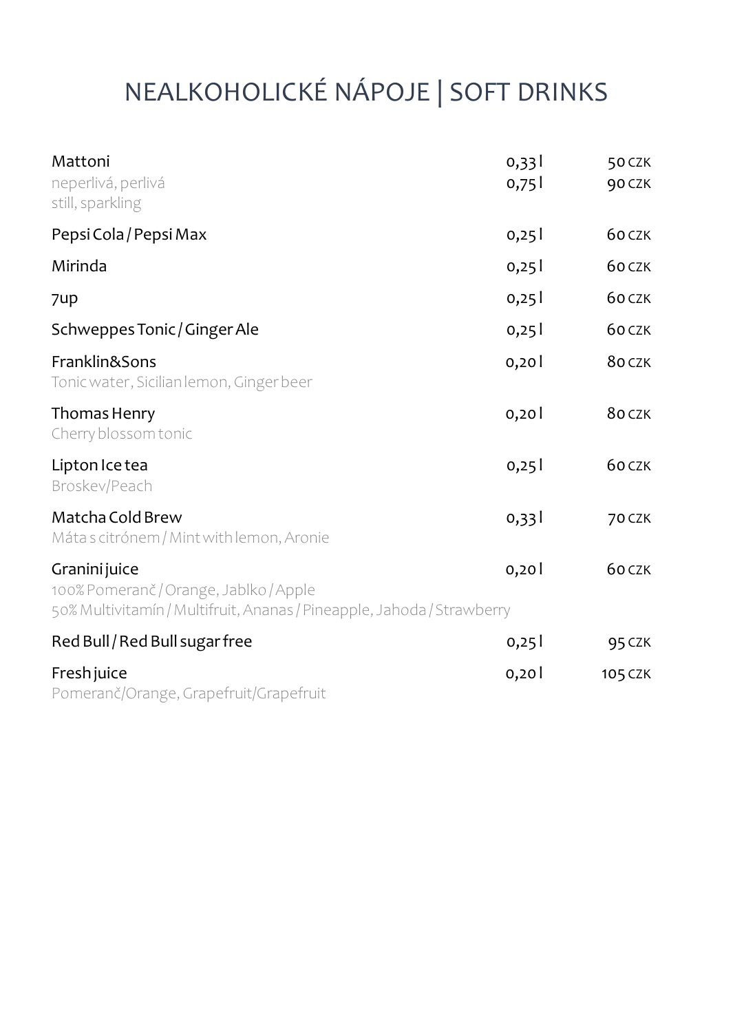# NEALKOHOLICKÉ NÁPOJE | SOFT DRINKS

| | | |
|---|---|---|
| Mattoni<br>neperlivá, perlivá<br>still, sparkling | 0,33 l<br>0,75 l | 50 CZK<br>90 CZK |
| Pepsi Cola / Pepsi Max | 0,25 l | 60 CZK |
| Mirinda | 0,25 l | 60 CZK |
| 7up | 0,25 l | 60 CZK |
| Schweppes Tonic / Ginger Ale | 0,25 l | 60 CZK |
| Franklin&Sons<br>Tonic water, Sicilian lemon, Ginger beer | 0,20 l | 80 CZK |
| Thomas Henry<br>Cherry blossom tonic | 0,20 l | 80 CZK |
| Lipton Ice tea<br>Broskev/Peach | 0,25 l | 60 CZK |
| Matcha Cold Brew<br>Máta s citrónem / Mint with lemon, Aronie | 0,33 l | 70 CZK |
| Granini juice<br>100% Pomeranč / Orange, Jablko / Apple<br>50% Multivitamín / Multifruit, Ananas / Pineapple, Jahoda / Strawberry | 0,20 l | 60 CZK |
| Red Bull / Red Bull sugar free | 0,25 l | 95 CZK |
| Fresh juice<br>Pomeranč/Orange, Grapefruit/Grapefruit | 0,20 l | 105 CZK |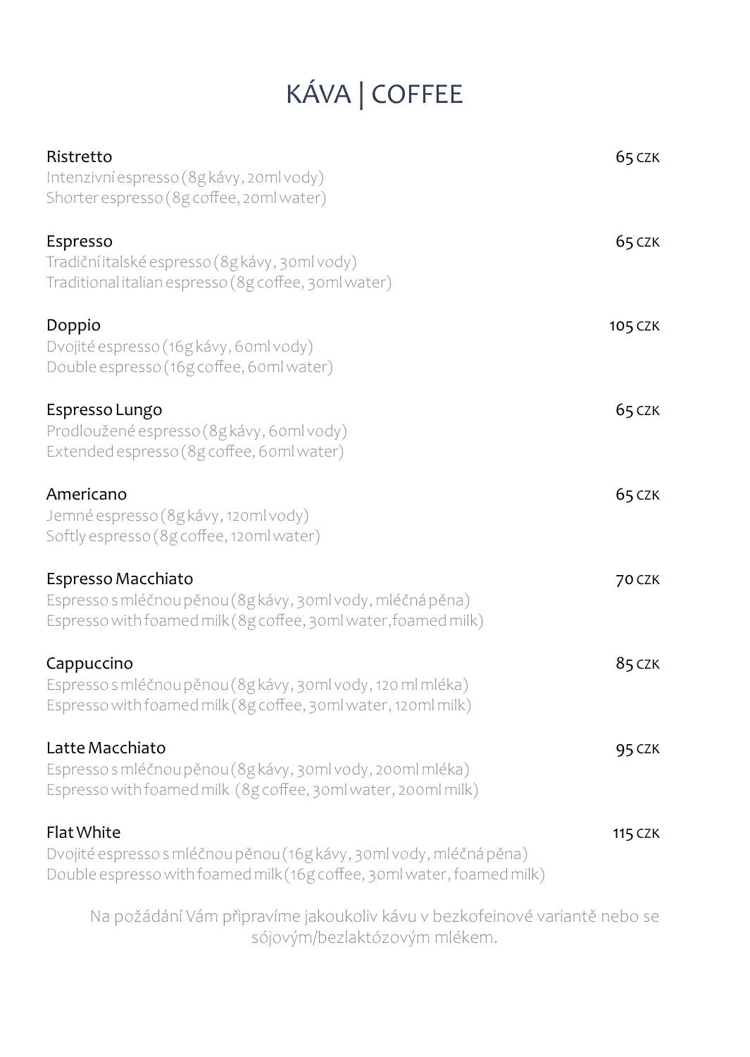# KÁVA | COFFEE

**Ristretto** — 65 CZK
Intenzivní espresso (8g kávy, 20ml vody)
Shorter espresso (8g coffee, 20ml water)

**Espresso** — 65 CZK
Tradiční italské espresso (8g kávy, 30ml vody)
Traditional italian espresso (8g coffee, 30ml water)

**Doppio** — 105 CZK
Dvojité espresso (16g kávy, 60ml vody)
Double espresso (16g coffee, 60ml water)

**Espresso Lungo** — 65 CZK
Prodloužené espresso (8g kávy, 60ml vody)
Extended espresso (8g coffee, 60ml water)

**Americano** — 65 CZK
Jemné espresso (8g kávy, 120ml vody)
Softly espresso (8g coffee, 120ml water)

**Espresso Macchiato** — 70 CZK
Espresso s mléčnou pěnou (8g kávy, 30ml vody, mléčná pěna)
Espresso with foamed milk (8g coffee, 30ml water, foamed milk)

**Cappuccino** — 85 CZK
Espresso s mléčnou pěnou (8g kávy, 30ml vody, 120 ml mléka)
Espresso with foamed milk (8g coffee, 30ml water, 120ml milk)

**Latte Macchiato** — 95 CZK
Espresso s mléčnou pěnou (8g kávy, 30ml vody, 200ml mléka)
Espresso with foamed milk (8g coffee, 30ml water, 200ml milk)

**Flat White** — 115 CZK
Dvojité espresso s mléčnou pěnou (16g kávy, 30ml vody, mléčná pěna)
Double espresso with foamed milk (16g coffee, 30ml water, foamed milk)

Na požádání Vám připravíme jakoukoliv kávu v bezkofeinové variantě nebo se sójovým/bezlaktózovým mlékem.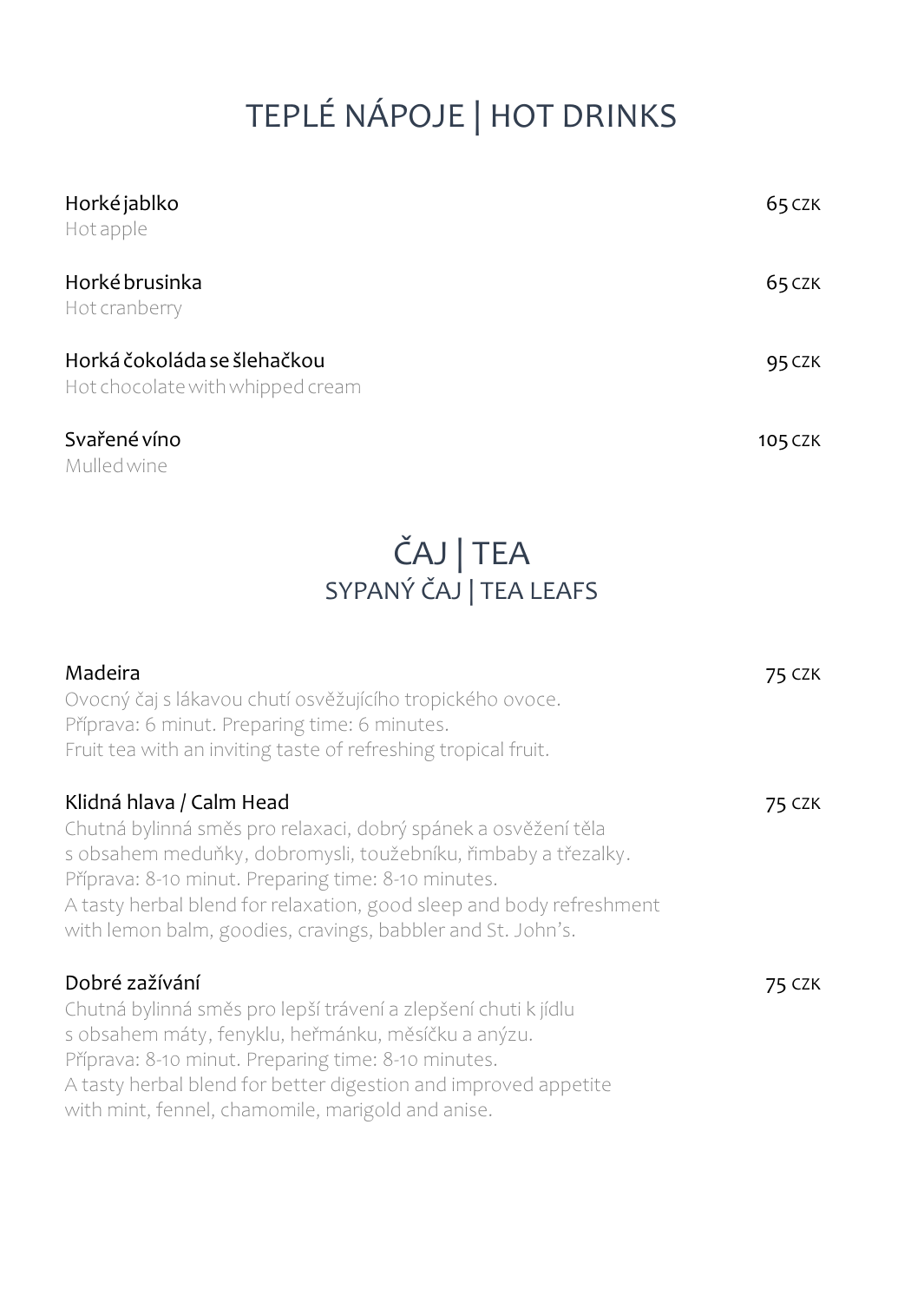# TEPLÉ NÁPOJE | HOT DRINKS

**Horké jablko** — 65 CZK
Hot apple

**Horké brusinka** — 65 CZK
Hot cranberry

**Horká čokoláda se šlehačkou** — 95 CZK
Hot chocolate with whipped cream

**Svařené víno** — 105 CZK
Mulled wine

# ČAJ | TEA

## SYPANÝ ČAJ | TEA LEAFS

**Madeira** — 75 CZK
Ovocný čaj s lákavou chutí osvěžujícího tropického ovoce.
Příprava: 6 minut. Preparing time: 6 minutes.
Fruit tea with an inviting taste of refreshing tropical fruit.

**Klidná hlava / Calm Head** — 75 CZK
Chutná bylinná směs pro relaxaci, dobrý spánek a osvěžení těla
s obsahem meduňky, dobromysli, toužebníku, řimbaby a třezalky.
Příprava: 8-10 minut. Preparing time: 8-10 minutes.
A tasty herbal blend for relaxation, good sleep and body refreshment
with lemon balm, goodies, cravings, babbler and St. John's.

**Dobré zažívání** — 75 CZK
Chutná bylinná směs pro lepší trávení a zlepšení chuti k jídlu
s obsahem máty, fenyklu, heřmánku, měsíčku a anýzu.
Příprava: 8-10 minut. Preparing time: 8-10 minutes.
A tasty herbal blend for better digestion and improved appetite
with mint, fennel, chamomile, marigold and anise.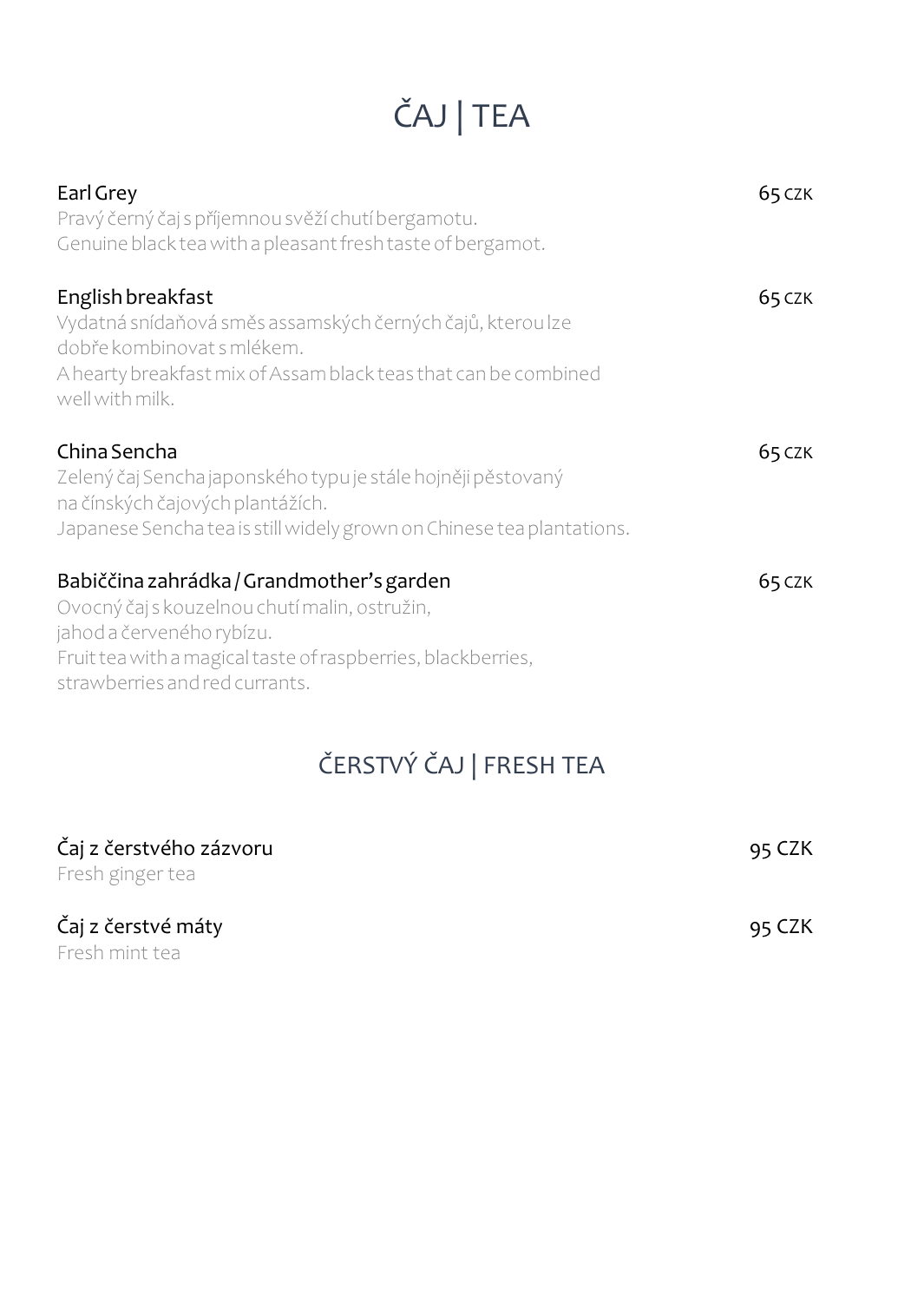# ČAJ | TEA

**Earl Grey** — 65 CZK

Pravý černý čaj s příjemnou svěží chutí bergamotu.
Genuine black tea with a pleasant fresh taste of bergamot.

**English breakfast** — 65 CZK

Vydatná snídaňová směs assamských černých čajů, kterou lze
dobře kombinovat s mlékem.
A hearty breakfast mix of Assam black teas that can be combined
well with milk.

**China Sencha** — 65 CZK

Zelený čaj Sencha japonského typu je stále hojněji pěstovaný
na čínských čajových plantážích.
Japanese Sencha tea is still widely grown on Chinese tea plantations.

**Babiččina zahrádka / Grandmother's garden** — 65 CZK

Ovocný čaj s kouzelnou chutí malin, ostružin,
jahod a červeného rybízu.
Fruit tea with a magical taste of raspberries, blackberries,
strawberries and red currants.

## ČERSTVÝ ČAJ | FRESH TEA

**Čaj z čerstvého zázvoru** — 95 CZK

Fresh ginger tea

**Čaj z čerstvé máty** — 95 CZK

Fresh mint tea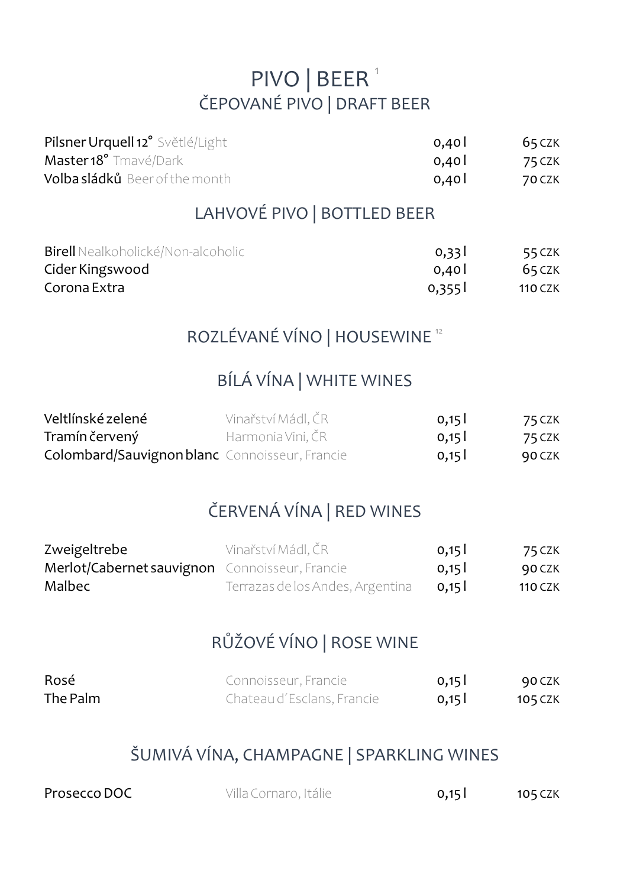# PIVO | BEER [1]

## ČEPOVANÉ PIVO | DRAFT BEER

| | | |
|---|---|---|
| **Pilsner Urquell 12°** Světlé/Light | 0,40 l | 65 CZK |
| **Master 18°** Tmavé/Dark | 0,40 l | 75 CZK |
| **Volba sládků** Beer of the month | 0,40 l | 70 CZK |

## LAHVOVÉ PIVO | BOTTLED BEER

| | | |
|---|---|---|
| **Birell** Nealkoholické/Non-alcoholic | 0,33 l | 55 CZK |
| Cider Kingswood | 0,40 l | 65 CZK |
| Corona Extra | 0,355 l | 110 CZK |

# ROZLÉVANÉ VÍNO | HOUSEWINE [12]

## BÍLÁ VÍNA | WHITE WINES

| | | | |
|---|---|---|---|
| Veltlínské zelené | Vinařství Mádl, ČR | 0,15 l | 75 CZK |
| Tramín červený | Harmonia Vini, ČR | 0,15 l | 75 CZK |
| Colombard/Sauvignon blanc | Connoisseur, Francie | 0,15 l | 90 CZK |

## ČERVENÁ VÍNA | RED WINES

| | | | |
|---|---|---|---|
| Zweigeltrebe | Vinařství Mádl, ČR | 0,15 l | 75 CZK |
| Merlot/Cabernet sauvignon | Connoisseur, Francie | 0,15 l | 90 CZK |
| Malbec | Terrazas de los Andes, Argentina | 0,15 l | 110 CZK |

## RŮŽOVÉ VÍNO | ROSE WINE

| | | | |
|---|---|---|---|
| Rosé | Connoisseur, Francie | 0,15 l | 90 CZK |
| The Palm | Chateau d´Esclans, Francie | 0,15 l | 105 CZK |

## ŠUMIVÁ VÍNA, CHAMPAGNE | SPARKLING WINES

| | | | |
|---|---|---|---|
| Prosecco DOC | Villa Cornaro, Itálie | 0,15 l | 105 CZK |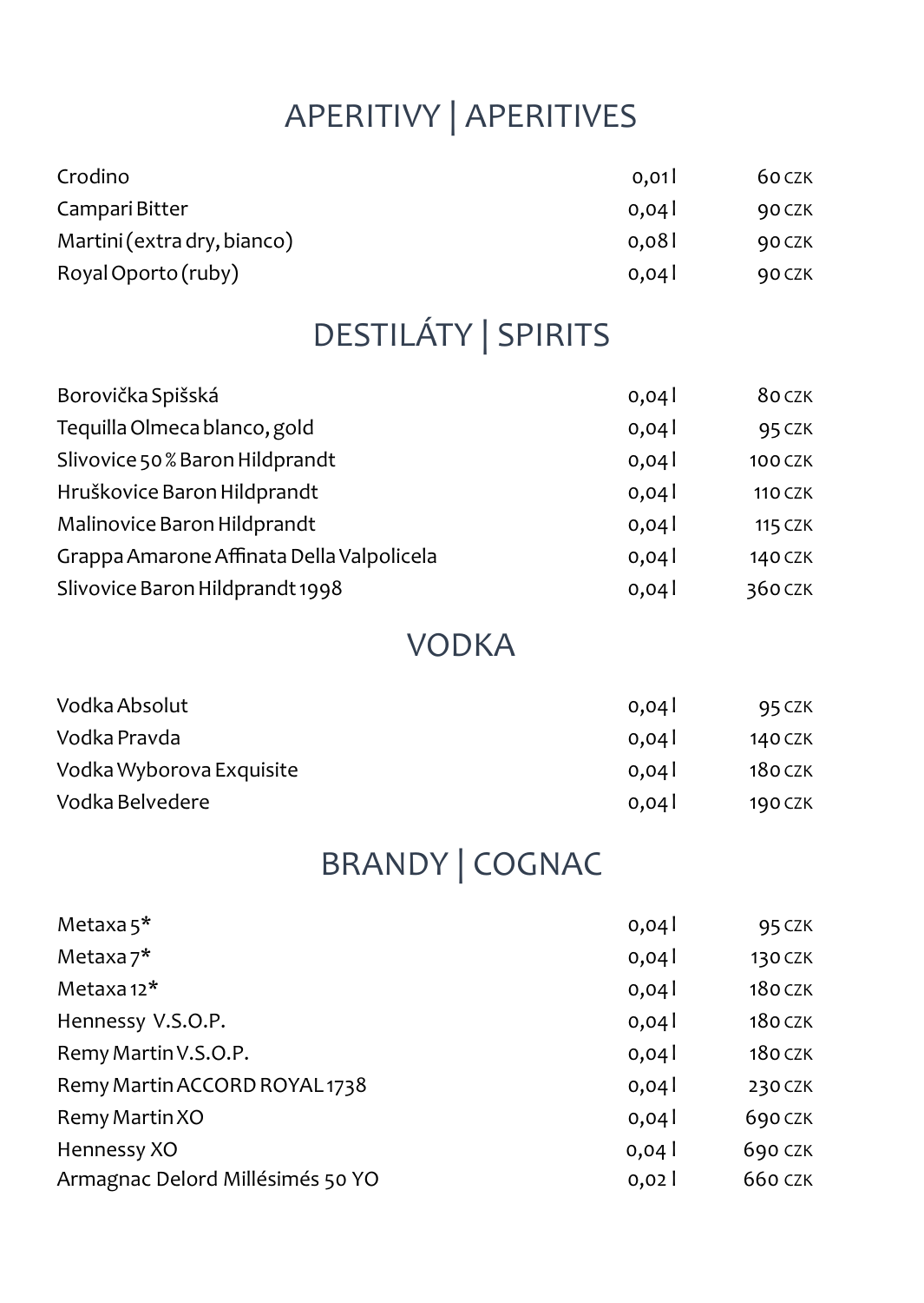## APERITIVY | APERITIVES

| | | |
|---|---|---|
| Crodino | 0,01 l | 60 CZK |
| Campari Bitter | 0,04 l | 90 CZK |
| Martini (extra dry, bianco) | 0,08 l | 90 CZK |
| Royal Oporto (ruby) | 0,04 l | 90 CZK |

## DESTILÁTY | SPIRITS

| | | |
|---|---|---|
| Borovička Spišská | 0,04 l | 80 CZK |
| Tequilla Olmeca blanco, gold | 0,04 l | 95 CZK |
| Slivovice 50 % Baron Hildprandt | 0,04 l | 100 CZK |
| Hruškovice Baron Hildprandt | 0,04 l | 110 CZK |
| Malinovice Baron Hildprandt | 0,04 l | 115 CZK |
| Grappa Amarone Affinata Della Valpolicela | 0,04 l | 140 CZK |
| Slivovice Baron Hildprandt 1998 | 0,04 l | 360 CZK |

## VODKA

| | | |
|---|---|---|
| Vodka Absolut | 0,04 l | 95 CZK |
| Vodka Pravda | 0,04 l | 140 CZK |
| Vodka Wyborova Exquisite | 0,04 l | 180 CZK |
| Vodka Belvedere | 0,04 l | 190 CZK |

## BRANDY | COGNAC

| | | |
|---|---|---|
| Metaxa 5* | 0,04 l | 95 CZK |
| Metaxa 7* | 0,04 l | 130 CZK |
| Metaxa 12* | 0,04 l | 180 CZK |
| Hennessy V.S.O.P. | 0,04 l | 180 CZK |
| Remy Martin V.S.O.P. | 0,04 l | 180 CZK |
| Remy Martin ACCORD ROYAL 1738 | 0,04 l | 230 CZK |
| Remy Martin XO | 0,04 l | 690 CZK |
| Hennessy XO | 0,04 l | 690 CZK |
| Armagnac Delord Millésimés 50 YO | 0,02 l | 660 CZK |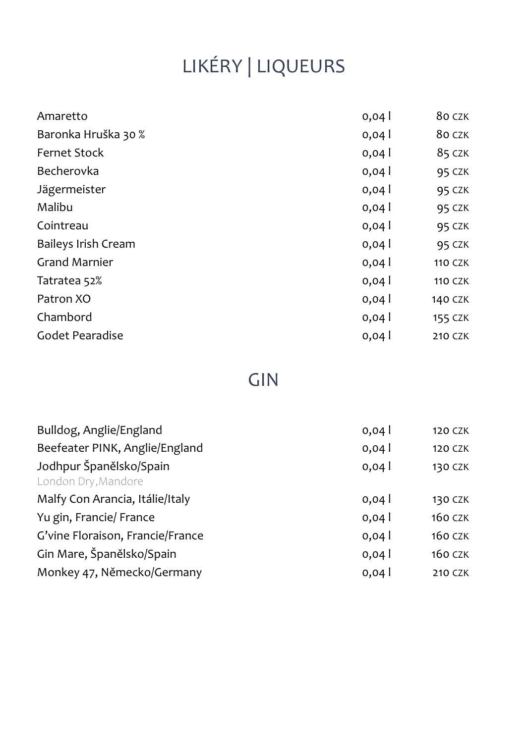# LIKÉRY | LIQUEURS

| | | |
|---|---|---|
| Amaretto | 0,04 l | 80 CZK |
| Baronka Hruška 30 % | 0,04 l | 80 CZK |
| Fernet Stock | 0,04 l | 85 CZK |
| Becherovka | 0,04 l | 95 CZK |
| Jägermeister | 0,04 l | 95 CZK |
| Malibu | 0,04 l | 95 CZK |
| Cointreau | 0,04 l | 95 CZK |
| Baileys Irish Cream | 0,04 l | 95 CZK |
| Grand Marnier | 0,04 l | 110 CZK |
| Tatratea 52% | 0,04 l | 110 CZK |
| Patron XO | 0,04 l | 140 CZK |
| Chambord | 0,04 l | 155 CZK |
| Godet Pearadise | 0,04 l | 210 CZK |

# GIN

| | | |
|---|---|---|
| Bulldog, Anglie/England | 0,04 l | 120 CZK |
| Beefeater PINK, Anglie/England | 0,04 l | 120 CZK |
| Jodhpur Španělsko/Spain<br>London Dry,Mandore | 0,04 l | 130 CZK |
| Malfy Con Arancia, Itálie/Italy | 0,04 l | 130 CZK |
| Yu gin, Francie/ France | 0,04 l | 160 CZK |
| G'vine Floraison, Francie/France | 0,04 l | 160 CZK |
| Gin Mare, Španělsko/Spain | 0,04 l | 160 CZK |
| Monkey 47, Německo/Germany | 0,04 l | 210 CZK |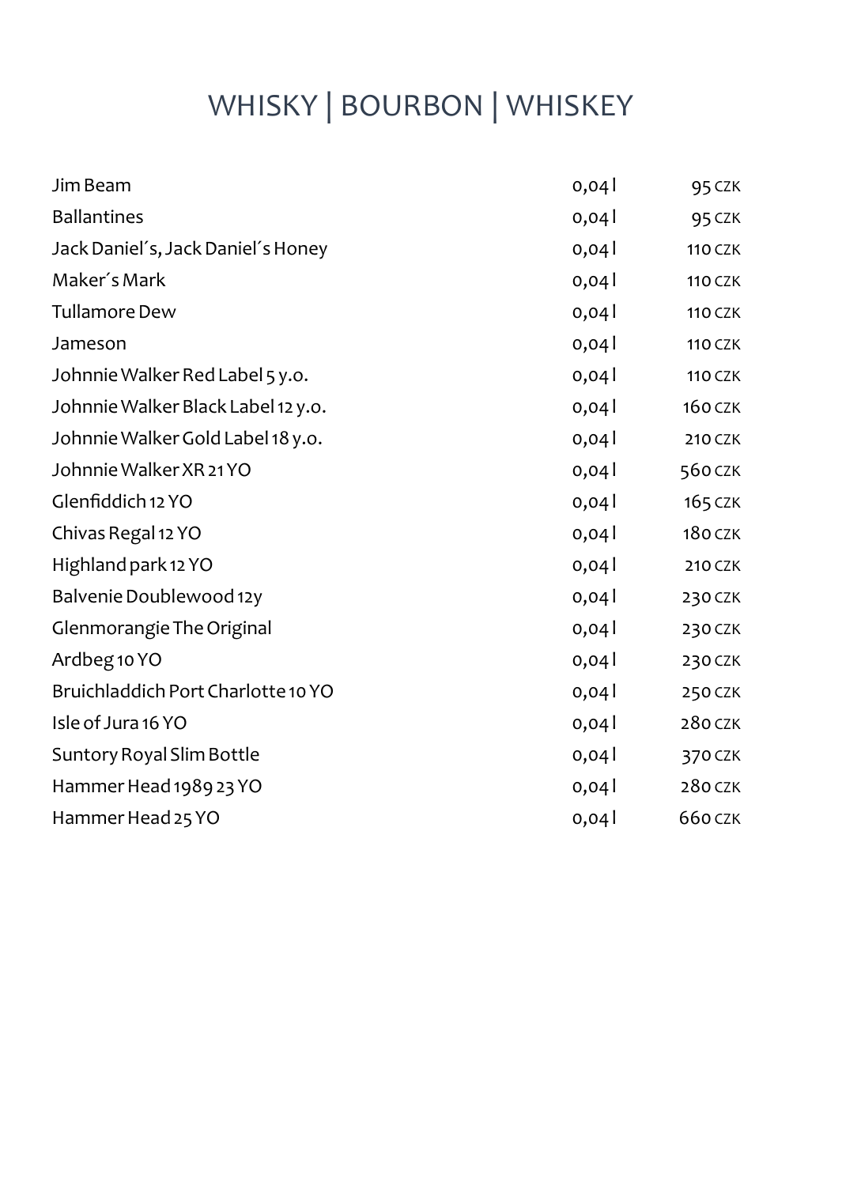# WHISKY | BOURBON | WHISKEY

| | | |
|---|---|---|
| Jim Beam | 0,04 l | 95 CZK |
| Ballantines | 0,04 l | 95 CZK |
| Jack Daniel´s, Jack Daniel´s Honey | 0,04 l | 110 CZK |
| Maker´s Mark | 0,04 l | 110 CZK |
| Tullamore Dew | 0,04 l | 110 CZK |
| Jameson | 0,04 l | 110 CZK |
| Johnnie Walker Red Label 5 y.o. | 0,04 l | 110 CZK |
| Johnnie Walker Black Label 12 y.o. | 0,04 l | 160 CZK |
| Johnnie Walker Gold Label 18 y.o. | 0,04 l | 210 CZK |
| Johnnie Walker XR 21 YO | 0,04 l | 560 CZK |
| Glenfiddich 12 YO | 0,04 l | 165 CZK |
| Chivas Regal 12 YO | 0,04 l | 180 CZK |
| Highland park 12 YO | 0,04 l | 210 CZK |
| Balvenie Doublewood 12y | 0,04 l | 230 CZK |
| Glenmorangie The Original | 0,04 l | 230 CZK |
| Ardbeg 10 YO | 0,04 l | 230 CZK |
| Bruichladdich Port Charlotte 10 YO | 0,04 l | 250 CZK |
| Isle of Jura 16 YO | 0,04 l | 280 CZK |
| Suntory Royal Slim Bottle | 0,04 l | 370 CZK |
| Hammer Head 1989 23 YO | 0,04 l | 280 CZK |
| Hammer Head 25 YO | 0,04 l | 660 CZK |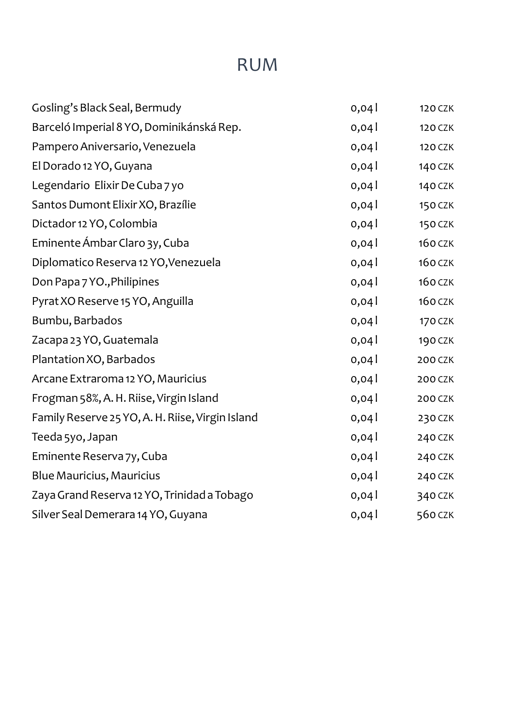# RUM

| | | |
|---|---|---|
| Gosling's Black Seal, Bermudy | 0,04 l | 120 CZK |
| Barceló Imperial 8 YO, Dominikánská Rep. | 0,04 l | 120 CZK |
| Pampero Aniversario, Venezuela | 0,04 l | 120 CZK |
| El Dorado 12 YO, Guyana | 0,04 l | 140 CZK |
| Legendario Elixir De Cuba 7 yo | 0,04 l | 140 CZK |
| Santos Dumont Elixir XO, Brazílie | 0,04 l | 150 CZK |
| Dictador 12 YO, Colombia | 0,04 l | 150 CZK |
| Eminente Ámbar Claro 3y, Cuba | 0,04 l | 160 CZK |
| Diplomatico Reserva 12 YO,Venezuela | 0,04 l | 160 CZK |
| Don Papa 7 YO.,Philipines | 0,04 l | 160 CZK |
| Pyrat XO Reserve 15 YO, Anguilla | 0,04 l | 160 CZK |
| Bumbu, Barbados | 0,04 l | 170 CZK |
| Zacapa 23 YO, Guatemala | 0,04 l | 190 CZK |
| Plantation XO, Barbados | 0,04 l | 200 CZK |
| Arcane Extraroma 12 YO, Mauricius | 0,04 l | 200 CZK |
| Frogman 58%, A. H. Riise, Virgin Island | 0,04 l | 200 CZK |
| Family Reserve 25 YO, A. H. Riise, Virgin Island | 0,04 l | 230 CZK |
| Teeda 5yo, Japan | 0,04 l | 240 CZK |
| Eminente Reserva 7y, Cuba | 0,04 l | 240 CZK |
| Blue Mauricius, Mauricius | 0,04 l | 240 CZK |
| Zaya Grand Reserva 12 YO, Trinidad a Tobago | 0,04 l | 340 CZK |
| Silver Seal Demerara 14 YO, Guyana | 0,04 l | 560 CZK |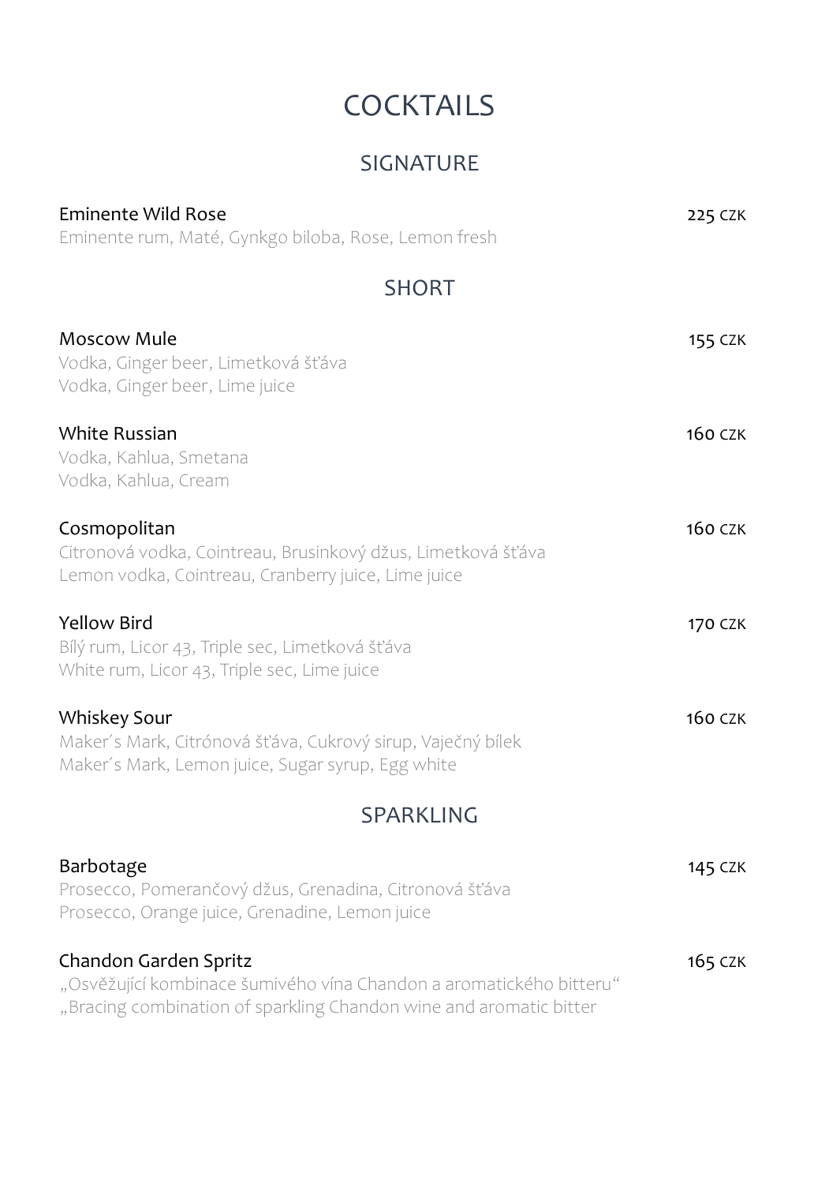# COCKTAILS

## SIGNATURE

**Eminente Wild Rose** 225 CZK
Eminente rum, Maté, Gynkgo biloba, Rose, Lemon fresh

## SHORT

**Moscow Mule** 155 CZK
Vodka, Ginger beer, Limetková šťáva
Vodka, Ginger beer, Lime juice

**White Russian** 160 CZK
Vodka, Kahlua, Smetana
Vodka, Kahlua, Cream

**Cosmopolitan** 160 CZK
Citronová vodka, Cointreau, Brusinkový džus, Limetková šťáva
Lemon vodka, Cointreau, Cranberry juice, Lime juice

**Yellow Bird** 170 CZK
Bílý rum, Licor 43, Triple sec, Limetková šťáva
White rum, Licor 43, Triple sec, Lime juice

**Whiskey Sour** 160 CZK
Maker´s Mark, Citrónová šťáva, Cukrový sirup, Vaječný bílek
Maker´s Mark, Lemon juice, Sugar syrup, Egg white

## SPARKLING

**Barbotage** 145 CZK
Prosecco, Pomerančový džus, Grenadina, Citronová šťáva
Prosecco, Orange juice, Grenadine, Lemon juice

**Chandon Garden Spritz** 165 CZK
„Osvěžující kombinace šumivého vína Chandon a aromatického bitteru"
„Bracing combination of sparkling Chandon wine and aromatic bitter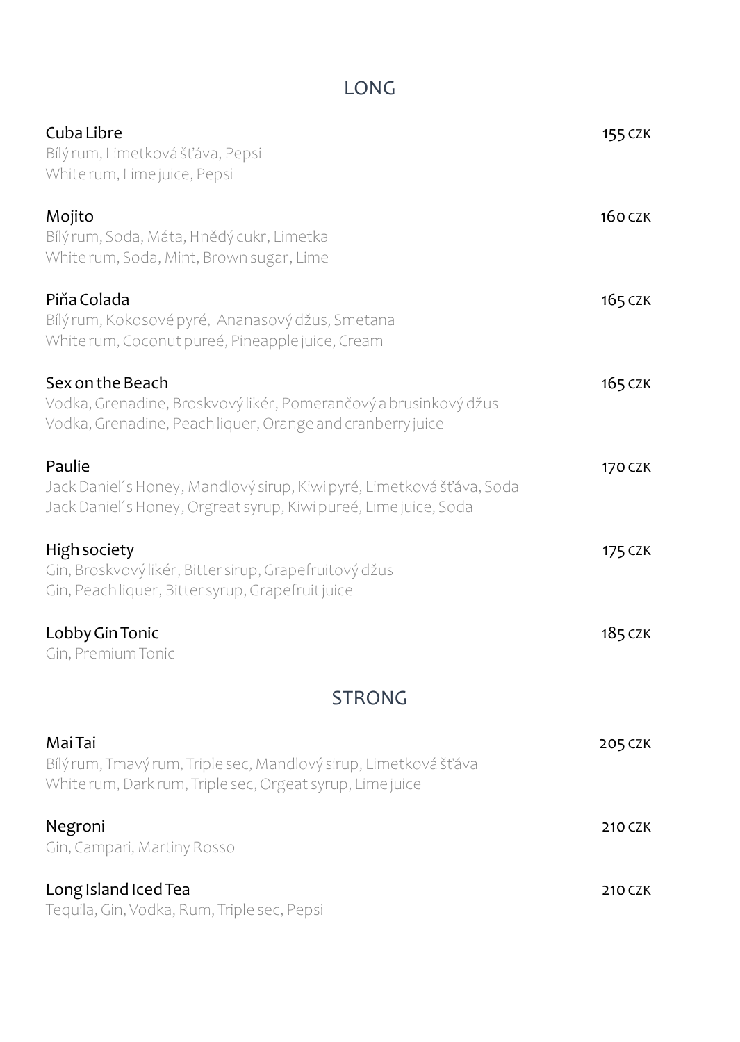## LONG

**Cuba Libre** 155 CZK
Bílý rum, Limetková šťáva, Pepsi
White rum, Lime juice, Pepsi

**Mojito** 160 CZK
Bílý rum, Soda, Máta, Hnědý cukr, Limetka
White rum, Soda, Mint, Brown sugar, Lime

**Piňa Colada** 165 CZK
Bílý rum, Kokosové pyré, Ananasový džus, Smetana
White rum, Coconut pureé, Pineapple juice, Cream

**Sex on the Beach** 165 CZK
Vodka, Grenadine, Broskvový likér, Pomerančový a brusinkový džus
Vodka, Grenadine, Peach liquer, Orange and cranberry juice

**Paulie** 170 CZK
Jack Daniel´s Honey, Mandlový sirup, Kiwi pyré, Limetková šťáva, Soda
Jack Daniel´s Honey, Orgreat syrup, Kiwi pureé, Lime juice, Soda

**High society** 175 CZK
Gin, Broskvový likér, Bitter sirup, Grapefruitový džus
Gin, Peach liquer, Bitter syrup, Grapefruit juice

**Lobby Gin Tonic** 185 CZK
Gin, Premium Tonic

## STRONG

**Mai Tai** 205 CZK
Bílý rum, Tmavý rum, Triple sec, Mandlový sirup, Limetková šťáva
White rum, Dark rum, Triple sec, Orgeat syrup, Lime juice

**Negroni** 210 CZK
Gin, Campari, Martiny Rosso

**Long Island Iced Tea** 210 CZK
Tequila, Gin, Vodka, Rum, Triple sec, Pepsi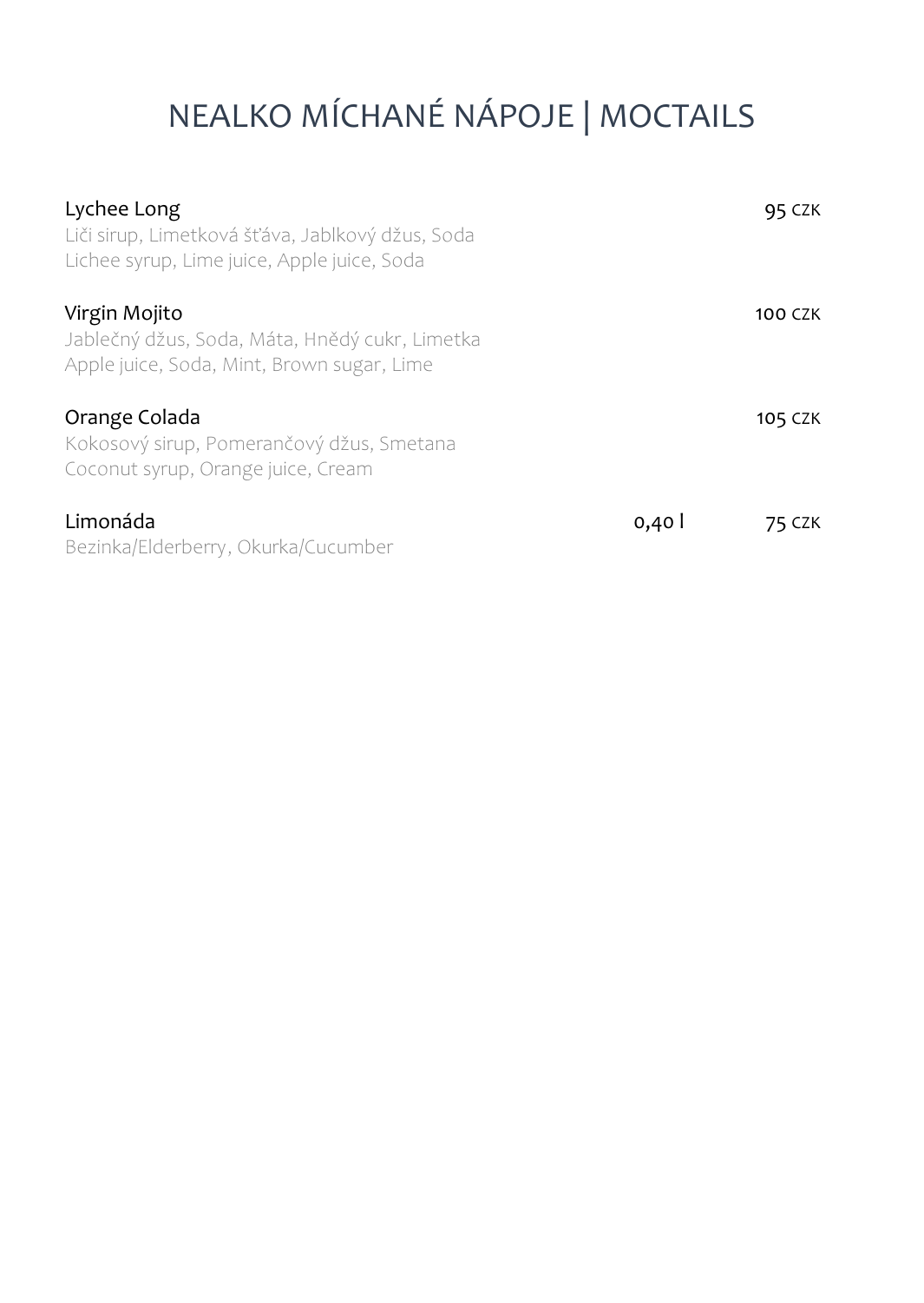# NEALKO MÍCHANÉ NÁPOJE | MOCTAILS

**Lychee Long** — 95 CZK
Liči sirup, Limetková šťáva, Jablkový džus, Soda
Lichee syrup, Lime juice, Apple juice, Soda

**Virgin Mojito** — 100 CZK
Jablečný džus, Soda, Máta, Hnědý cukr, Limetka
Apple juice, Soda, Mint, Brown sugar, Lime

**Orange Colada** — 105 CZK
Kokosový sirup, Pomerančový džus, Smetana
Coconut syrup, Orange juice, Cream

**Limonáda** — 0,40 l — 75 CZK
Bezinka/Elderberry, Okurka/Cucumber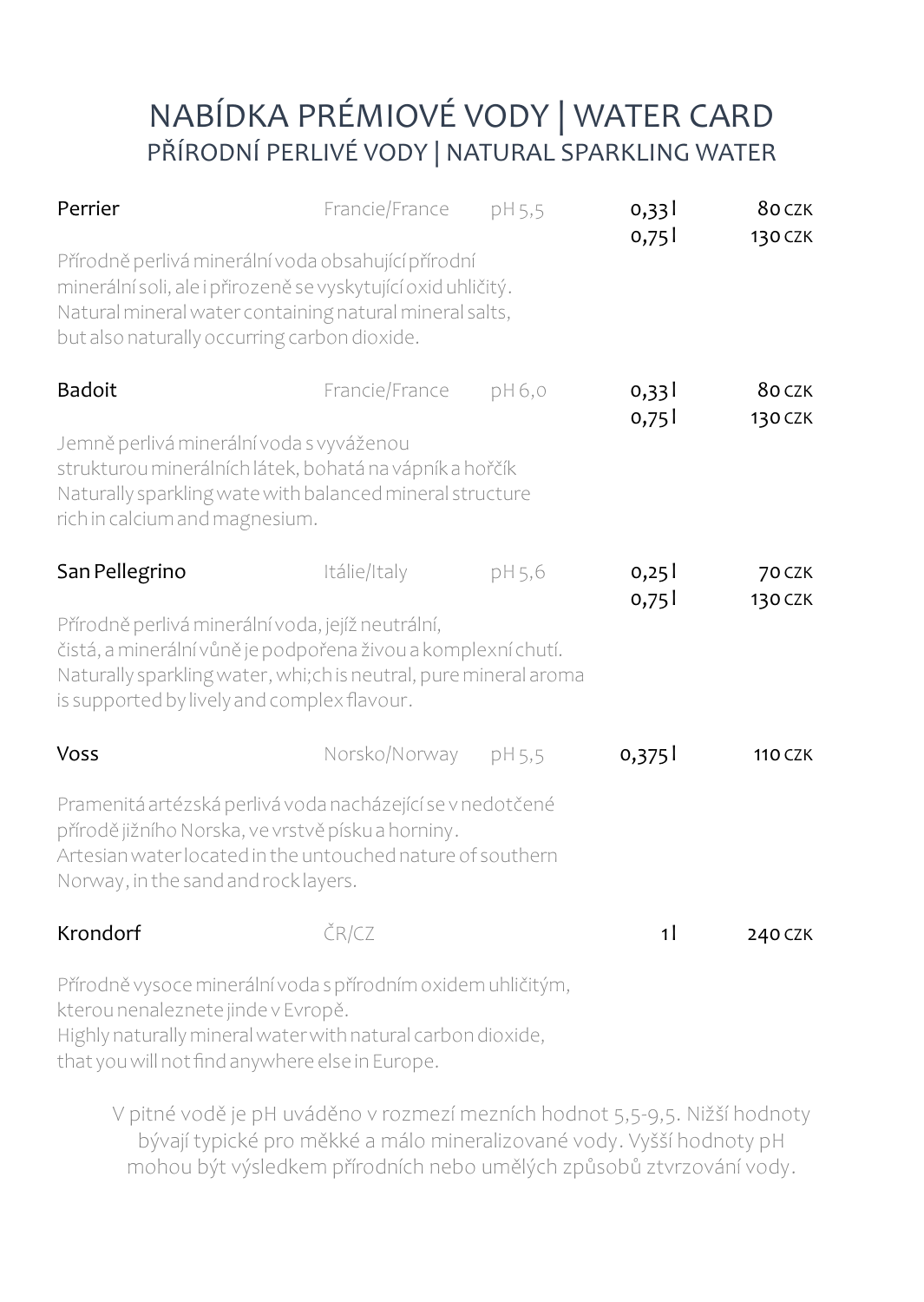# NABÍDKA PRÉMIOVÉ VODY | WATER CARD

## PŘÍRODNÍ PERLIVÉ VODY | NATURAL SPARKLING WATER

| | | | | |
|---|---|---|---|---|
| **Perrier** | Francie/France | pH 5,5 | 0,33 l<br>0,75 l | 80 CZK<br>130 CZK |

Přírodně perlivá minerální voda obsahující přírodní minerální soli, ale i přirozeně se vyskytující oxid uhličitý.
Natural mineral water containing natural mineral salts, but also naturally occurring carbon dioxide.

| | | | | |
|---|---|---|---|---|
| **Badoit** | Francie/France | pH 6,0 | 0,33 l<br>0,75 l | 80 CZK<br>130 CZK |

Jemně perlivá minerální voda s vyváženou strukturou minerálních látek, bohatá na vápník a hořčík
Naturally sparkling wate with balanced mineral structure rich in calcium and magnesium.

| | | | | |
|---|---|---|---|---|
| **San Pellegrino** | Itálie/Italy | pH 5,6 | 0,25 l<br>0,75 l | 70 CZK<br>130 CZK |

Přírodně perlivá minerální voda, jejíž neutrální, čistá, a minerální vůně je podpořena živou a komplexní chutí.
Naturally sparkling water, whi;ch is neutral, pure mineral aroma is supported by lively and complex flavour.

| | | | | |
|---|---|---|---|---|
| **Voss** | Norsko/Norway | pH 5,5 | 0,375 l | 110 CZK |

Pramenitá artézská perlivá voda nacházející se v nedotčené přírodě jižního Norska, ve vrstvě písku a horniny.
Artesian water located in the untouched nature of southern Norway, in the sand and rock layers.

| | | | | |
|---|---|---|---|---|
| **Krondorf** | ČR/CZ | | 1 l | 240 CZK |

Přírodně vysoce minerální voda s přírodním oxidem uhličitým, kterou nenaleznete jinde v Evropě.
Highly naturally mineral water with natural carbon dioxide, that you will not find anywhere else in Europe.

V pitné vodě je pH uváděno v rozmezí mezních hodnot 5,5-9,5. Nižší hodnoty bývají typické pro měkké a málo mineralizované vody. Vyšší hodnoty pH mohou být výsledkem přírodních nebo umělých způsobů ztvrzování vody.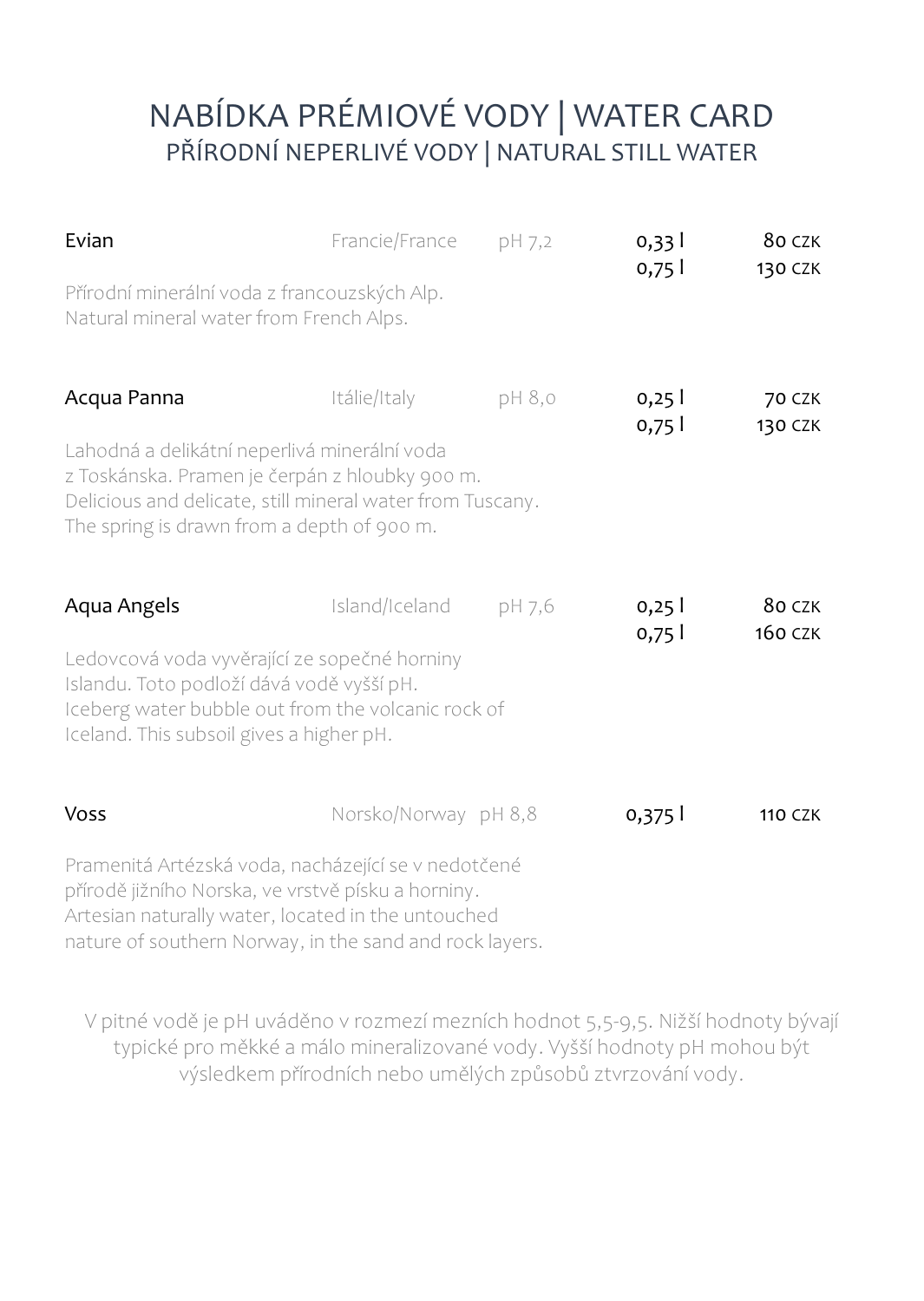# NABÍDKA PRÉMIOVÉ VODY | WATER CARD

## PŘÍRODNÍ NEPERLIVÉ VODY | NATURAL STILL WATER

**Evian** — Francie/France — pH 7,2

| | |
|---|---|
| 0,33 l | 80 CZK |
| 0,75 l | 130 CZK |

Přírodní minerální voda z francouzských Alp.
Natural mineral water from French Alps.

**Acqua Panna** — Itálie/Italy — pH 8,0

| | |
|---|---|
| 0,25 l | 70 CZK |
| 0,75 l | 130 CZK |

Lahodná a delikátní neperlivá minerální voda z Toskánska. Pramen je čerpán z hloubky 900 m.
Delicious and delicate, still mineral water from Tuscany. The spring is drawn from a depth of 900 m.

**Aqua Angels** — Island/Iceland — pH 7,6

| | |
|---|---|
| 0,25 l | 80 CZK |
| 0,75 l | 160 CZK |

Ledovcová voda vyvěrající ze sopečné horniny Islandu. Toto podloží dává vodě vyšší pH.
Iceberg water bubble out from the volcanic rock of Iceland. This subsoil gives a higher pH.

**Voss** — Norsko/Norway — pH 8,8

| | |
|---|---|
| 0,375 l | 110 CZK |

Pramenitá Artézská voda, nacházející se v nedotčené přírodě jižního Norska, ve vrstvě písku a horniny.
Artesian naturally water, located in the untouched nature of southern Norway, in the sand and rock layers.

V pitné vodě je pH uváděno v rozmezí mezních hodnot 5,5-9,5. Nižší hodnoty bývají typické pro měkké a málo mineralizované vody. Vyšší hodnoty pH mohou být výsledkem přírodních nebo umělých způsobů ztvrzování vody.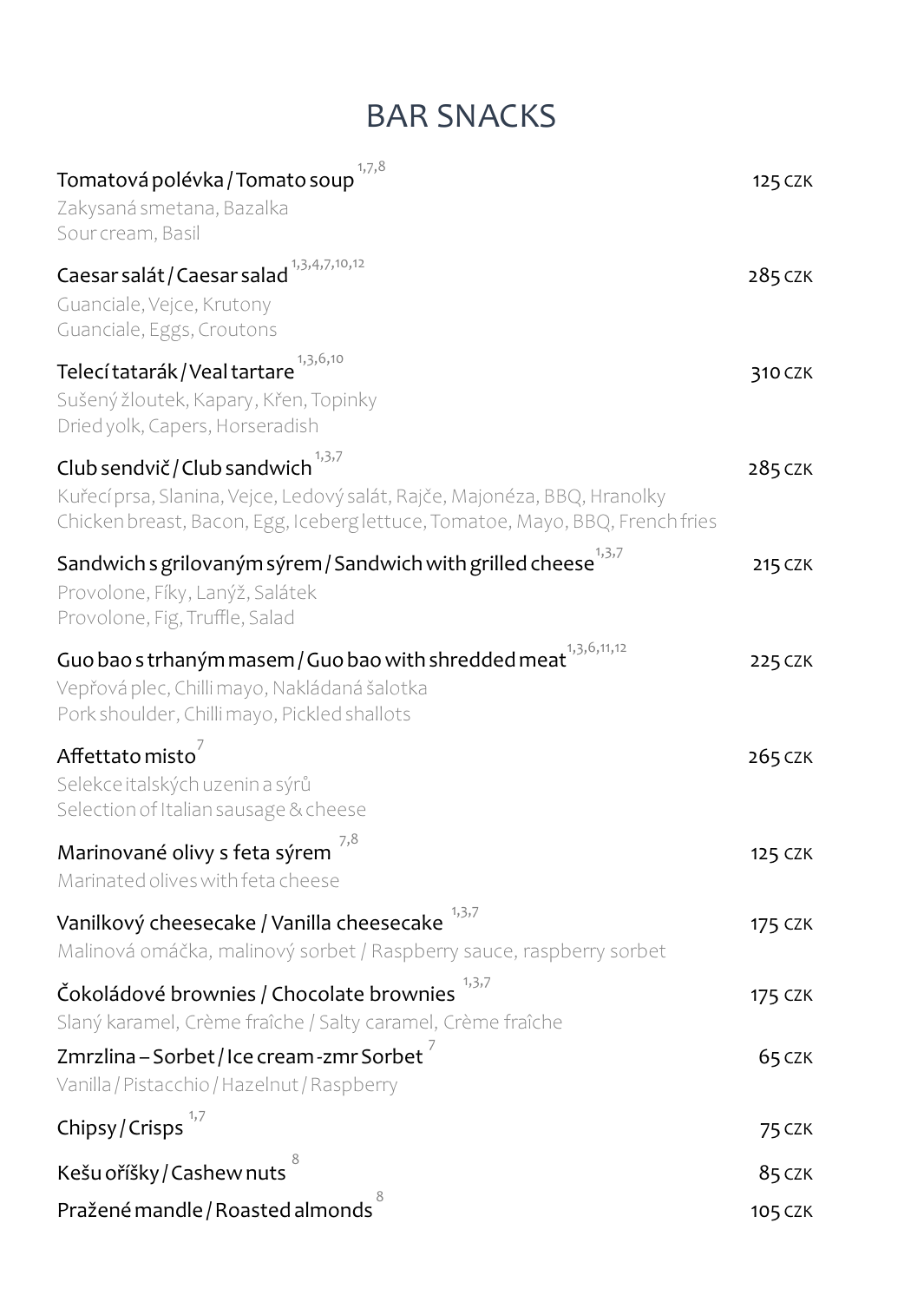# BAR SNACKS

**Tomatová polévka / Tomato soup** [1,7,8] — 125 CZK
Zakysaná smetana, Bazalka
Sour cream, Basil

**Caesar salát / Caesar salad** [1,3,4,7,10,12] — 285 CZK
Guanciale, Vejce, Krutony
Guanciale, Eggs, Croutons

**Telecí tatarák / Veal tartare** [1,3,6,10] — 310 CZK
Sušený žloutek, Kapary, Křen, Topinky
Dried yolk, Capers, Horseradish

**Club sendvič / Club sandwich** [1,3,7] — 285 CZK
Kuřecí prsa, Slanina, Vejce, Ledový salát, Rajče, Majonéza, BBQ, Hranolky
Chicken breast, Bacon, Egg, Iceberg lettuce, Tomatoe, Mayo, BBQ, French fries

**Sandwich s grilovaným sýrem / Sandwich with grilled cheese** [1,3,7] — 215 CZK
Provolone, Fíky, Lanýž, Salátek
Provolone, Fig, Truffle, Salad

**Guo bao s trhaným masem / Guo bao with shredded meat** [1,3,6,11,12] — 225 CZK
Vepřová plec, Chilli mayo, Nakládaná šalotka
Pork shoulder, Chilli mayo, Pickled shallots

**Affettato misto** [7] — 265 CZK
Selekce italských uzenin a sýrů
Selection of Italian sausage & cheese

**Marinované olivy s feta sýrem** [7,8] — 125 CZK
Marinated olives with feta cheese

**Vanilkový cheesecake / Vanilla cheesecake** [1,3,7] — 175 CZK
Malinová omáčka, malinový sorbet / Raspberry sauce, raspberry sorbet

**Čokoládové brownies / Chocolate brownies** [1,3,7] — 175 CZK
Slaný karamel, Crème fraîche / Salty caramel, Crème fraîche

**Zmrzlina – Sorbet / Ice cream -zmr Sorbet** [7] — 65 CZK
Vanilla / Pistacchio / Hazelnut / Raspberry

**Chipsy / Crisps** [1,7] — 75 CZK

**Kešu oříšky / Cashew nuts** [8] — 85 CZK

**Pražené mandle / Roasted almonds** [8] — 105 CZK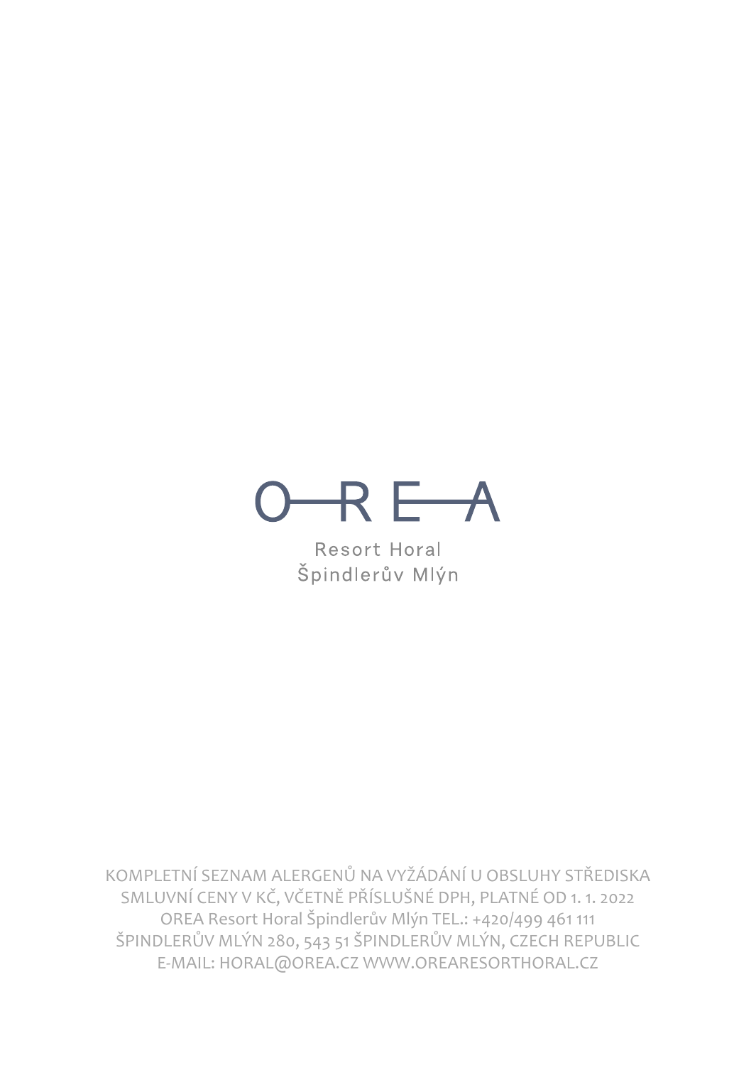OREA

Resort Horal
Špindlerův Mlýn

KOMPLETNÍ SEZNAM ALERGENŮ NA VYŽÁDÁNÍ U OBSLUHY STŘEDISKA
SMLUVNÍ CENY V KČ, VČETNĚ PŘÍSLUŠNÉ DPH, PLATNÉ OD 1. 1. 2022
OREA Resort Horal Špindlerův Mlýn TEL.: +420/499 461 111
ŠPINDLERŮV MLÝN 280, 543 51 ŠPINDLERŮV MLÝN, CZECH REPUBLIC
E-MAIL: HORAL@OREA.CZ WWW.OREARESORTHORAL.CZ